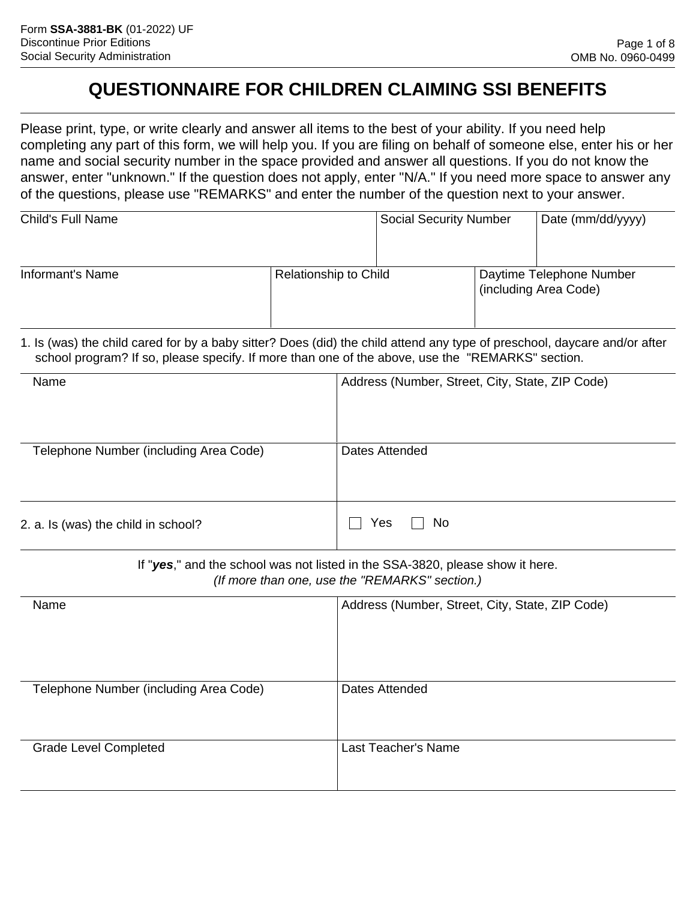Form **SSA-3881-BK** (01-2022) UF
Discontinue Prior Editions
Social Security Administration

OMB No. 0960-0499

# QUESTIONNAIRE FOR CHILDREN CLAIMING SSI BENEFITS

Please print, type, or write clearly and answer all items to the best of your ability. If you need help completing any part of this form, we will help you. If you are filing on behalf of someone else, enter his or her name and social security number in the space provided and answer all questions. If you do not know the answer, enter "unknown." If the question does not apply, enter "N/A." If you need more space to answer any of the questions, please use "REMARKS" and enter the number of the question next to your answer.

| Child's Full Name | Social Security Number | Date (mm/dd/yyyy) |
| --- | --- | --- |
| | | |

| Informant's Name | Relationship to Child | Daytime Telephone Number (including Area Code) |
| --- | --- | --- |
| | | |

1. Is (was) the child cared for by a baby sitter? Does (did) the child attend any type of preschool, daycare and/or after school program? If so, please specify. If more than one of the above, use the "REMARKS" section.

| Name | Address (Number, Street, City, State, ZIP Code) |
| --- | --- |
| | |
| **Telephone Number (including Area Code)** | **Dates Attended** |
| | |

2. a. Is (was) the child in school? ☐ Yes ☐ No

If "***yes***," and the school was not listed in the SSA-3820, please show it here.
*(If more than one, use the "REMARKS" section.)*

| Name | Address (Number, Street, City, State, ZIP Code) |
| --- | --- |
| | |
| **Telephone Number (including Area Code)** | **Dates Attended** |
| | |
| **Grade Level Completed** | **Last Teacher's Name** |
| | |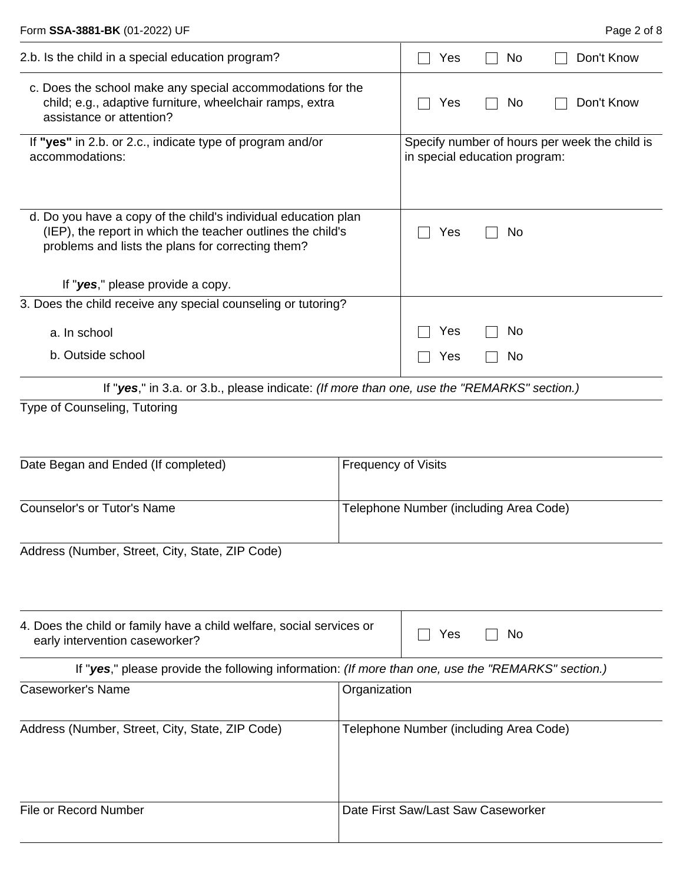| | |
|---|---|
| 2.b. Is the child in a special education program? | ☐ Yes ☐ No ☐ Don't Know |
| c. Does the school make any special accommodations for the child; e.g., adaptive furniture, wheelchair ramps, extra assistance or attention? | ☐ Yes ☐ No ☐ Don't Know |
| If **"yes"** in 2.b. or 2.c., indicate type of program and/or accommodations: | Specify number of hours per week the child is in special education program: |
| d. Do you have a copy of the child's individual education plan (IEP), the report in which the teacher outlines the child's problems and lists the plans for correcting them?<br><br>If "***yes***," please provide a copy. | ☐ Yes ☐ No |
| 3. Does the child receive any special counseling or tutoring? | |
| a. In school | ☐ Yes ☐ No |
| b. Outside school | ☐ Yes ☐ No |

If "***yes***," in 3.a. or 3.b., please indicate: *(If more than one, use the "REMARKS" section.)*

Type of Counseling, Tutoring

| | |
|---|---|
| Date Began and Ended (If completed) | Frequency of Visits |
| Counselor's or Tutor's Name | Telephone Number (including Area Code) |

Address (Number, Street, City, State, ZIP Code)

| | |
|---|---|
| 4. Does the child or family have a child welfare, social services or early intervention caseworker? | ☐ Yes ☐ No |

If "***yes***," please provide the following information: *(If more than one, use the "REMARKS" section.)*

| | |
|---|---|
| Caseworker's Name | Organization |
| Address (Number, Street, City, State, ZIP Code) | Telephone Number (including Area Code) |
| File or Record Number | Date First Saw/Last Saw Caseworker |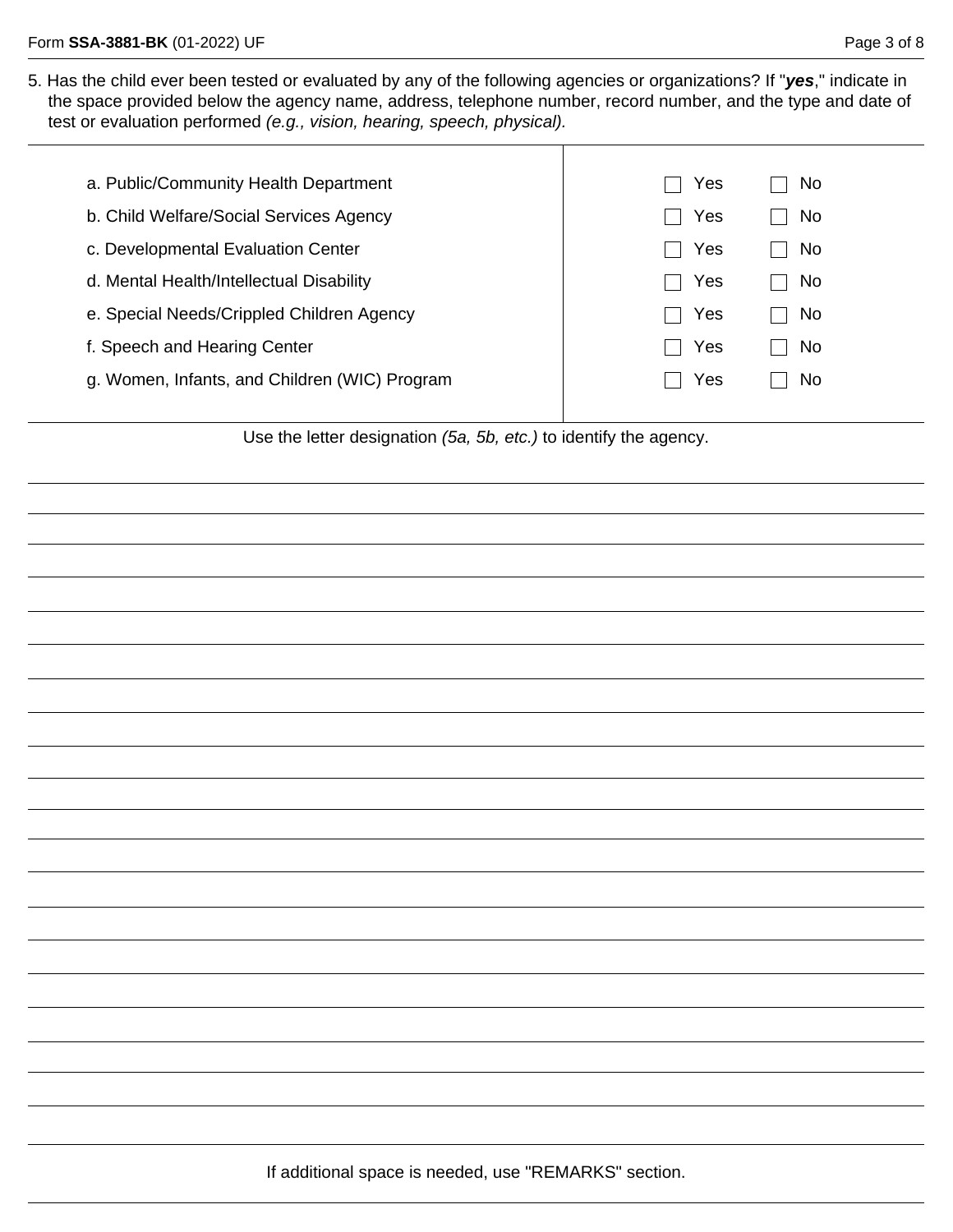5. Has the child ever been tested or evaluated by any of the following agencies or organizations? If "***yes***," indicate in the space provided below the agency name, address, telephone number, record number, and the type and date of test or evaluation performed *(e.g., vision, hearing, speech, physical).*

| Agency | Yes | No |
|---|---|---|
| a. Public/Community Health Department | ☐ Yes | ☐ No |
| b. Child Welfare/Social Services Agency | ☐ Yes | ☐ No |
| c. Developmental Evaluation Center | ☐ Yes | ☐ No |
| d. Mental Health/Intellectual Disability | ☐ Yes | ☐ No |
| e. Special Needs/Crippled Children Agency | ☐ Yes | ☐ No |
| f. Speech and Hearing Center | ☐ Yes | ☐ No |
| g. Women, Infants, and Children (WIC) Program | ☐ Yes | ☐ No |

Use the letter designation *(5a, 5b, etc.)* to identify the agency.

If additional space is needed, use "REMARKS" section.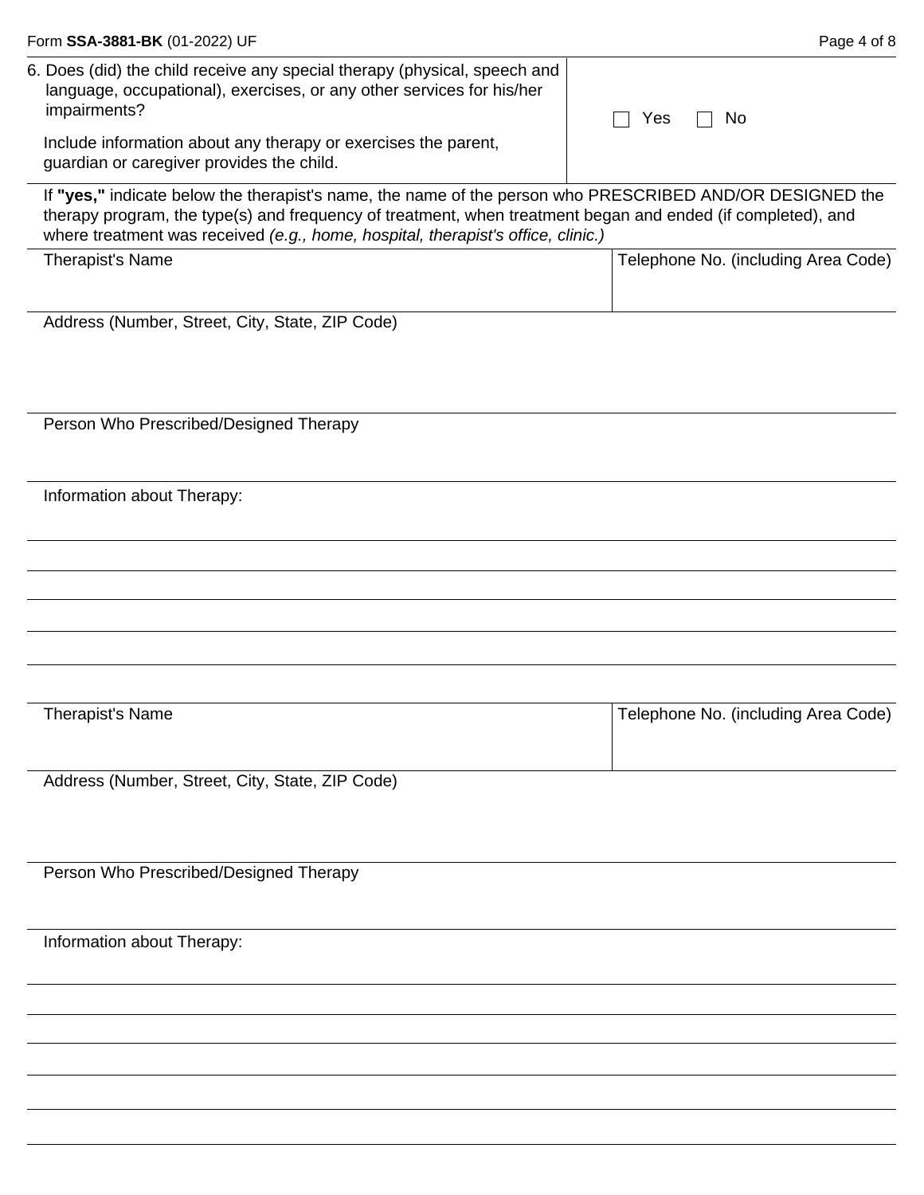6. Does (did) the child receive any special therapy (physical, speech and language, occupational), exercises, or any other services for his/her impairments?

   Include information about any therapy or exercises the parent, guardian or caregiver provides the child.

☐ Yes ☐ No

If **"yes,"** indicate below the therapist's name, the name of the person who PRESCRIBED AND/OR DESIGNED the therapy program, the type(s) and frequency of treatment, when treatment began and ended (if completed), and where treatment was received *(e.g., home, hospital, therapist's office, clinic.)*

| Therapist's Name | Telephone No. (including Area Code) |
|---|---|
| | |

Address (Number, Street, City, State, ZIP Code)

Person Who Prescribed/Designed Therapy

Information about Therapy:

| Therapist's Name | Telephone No. (including Area Code) |
|---|---|
| | |

Address (Number, Street, City, State, ZIP Code)

Person Who Prescribed/Designed Therapy

Information about Therapy: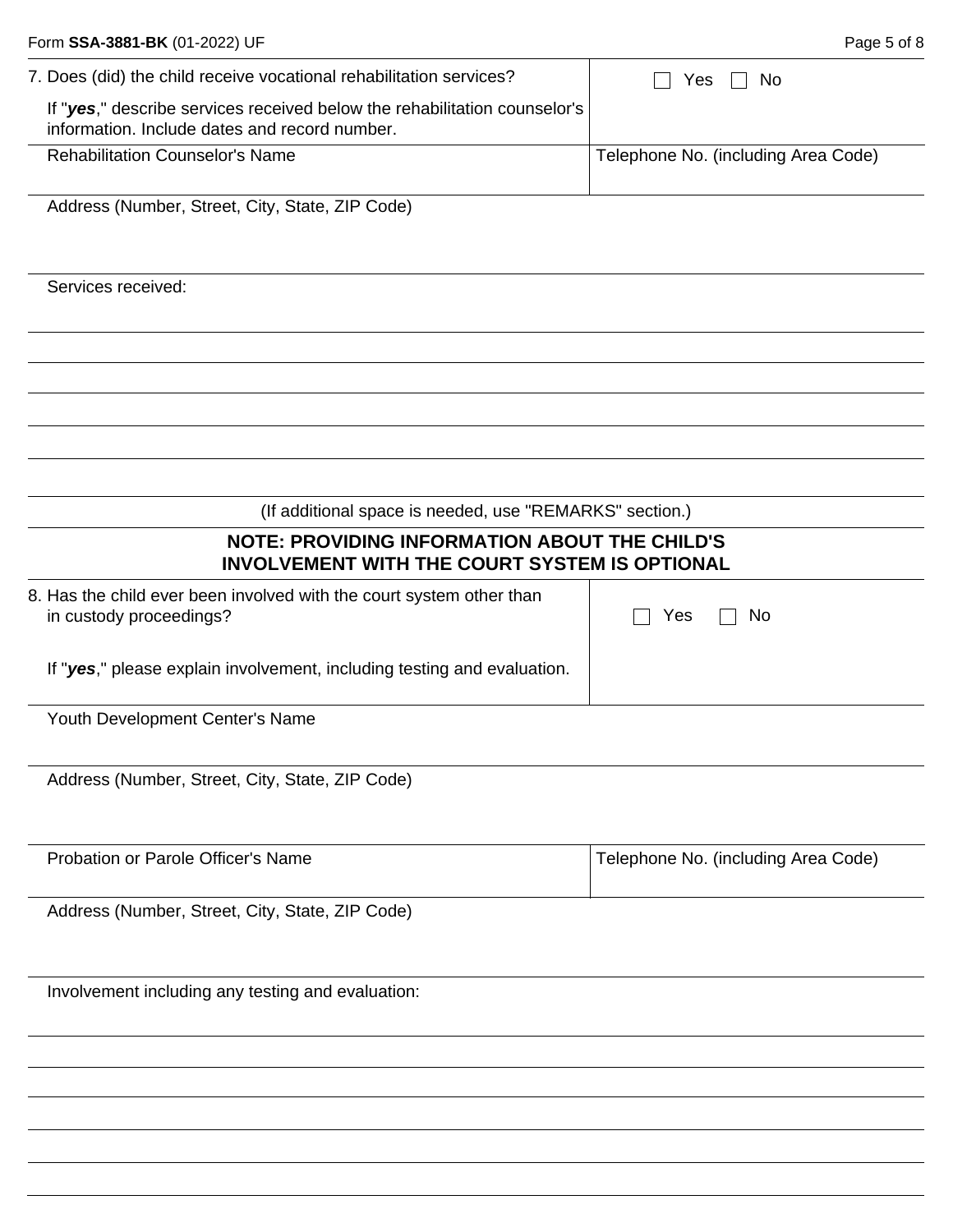7. Does (did) the child receive vocational rehabilitation services? ☐ Yes ☐ No

If "***yes***," describe services received below the rehabilitation counselor's information. Include dates and record number.

| Rehabilitation Counselor's Name | Telephone No. (including Area Code) |
|---|---|
| | |

Address (Number, Street, City, State, ZIP Code)

Services received:

(If additional space is needed, use "REMARKS" section.)

**NOTE: PROVIDING INFORMATION ABOUT THE CHILD'S INVOLVEMENT WITH THE COURT SYSTEM IS OPTIONAL**

8. Has the child ever been involved with the court system other than in custody proceedings? ☐ Yes ☐ No

If "***yes***," please explain involvement, including testing and evaluation.

Youth Development Center's Name

Address (Number, Street, City, State, ZIP Code)

| Probation or Parole Officer's Name | Telephone No. (including Area Code) |
|---|---|
| | |

Address (Number, Street, City, State, ZIP Code)

Involvement including any testing and evaluation: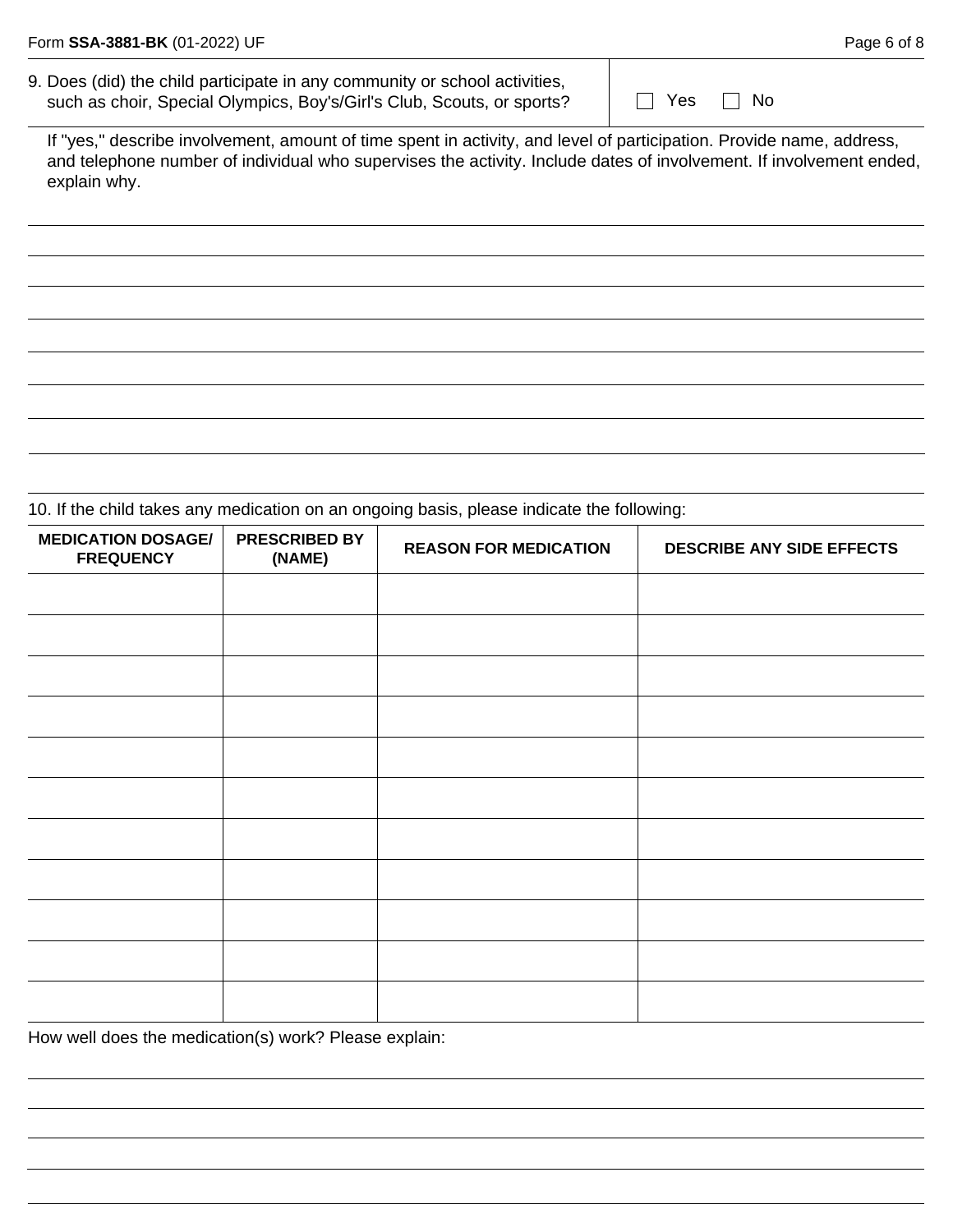9. Does (did) the child participate in any community or school activities, such as choir, Special Olympics, Boy's/Girl's Club, Scouts, or sports? ☐ Yes ☐ No

If "yes," describe involvement, amount of time spent in activity, and level of participation. Provide name, address, and telephone number of individual who supervises the activity. Include dates of involvement. If involvement ended, explain why.

10. If the child takes any medication on an ongoing basis, please indicate the following:

| MEDICATION DOSAGE/ FREQUENCY | PRESCRIBED BY (NAME) | REASON FOR MEDICATION | DESCRIBE ANY SIDE EFFECTS |
|---|---|---|---|
| | | | |
| | | | |
| | | | |
| | | | |
| | | | |
| | | | |
| | | | |
| | | | |
| | | | |
| | | | |
| | | | |

How well does the medication(s) work? Please explain: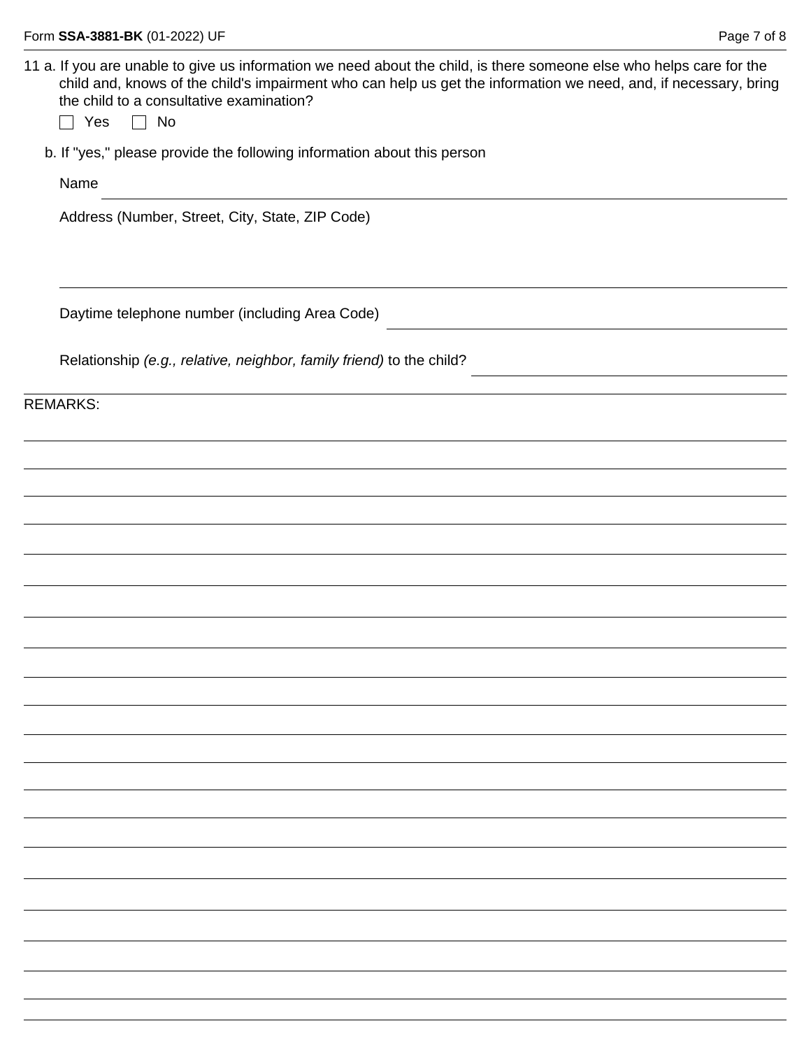11 a. If you are unable to give us information we need about the child, is there someone else who helps care for the child and, knows of the child's impairment who can help us get the information we need, and, if necessary, bring the child to a consultative examination?

☐ Yes ☐ No

b. If "yes," please provide the following information about this person

Name ______________________________

Address (Number, Street, City, State, ZIP Code)

______________________________

Daytime telephone number (including Area Code) ______________________________

Relationship *(e.g., relative, neighbor, family friend)* to the child? ______________________________

REMARKS:

______________________________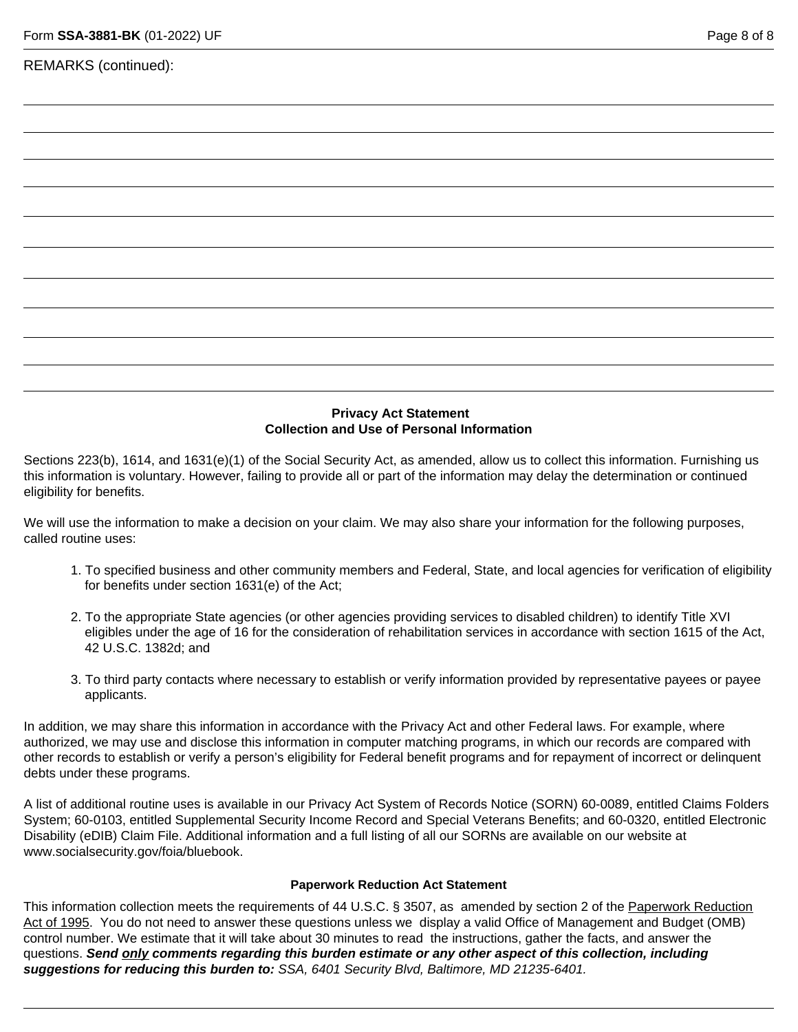REMARKS (continued):

## Privacy Act Statement
## Collection and Use of Personal Information

Sections 223(b), 1614, and 1631(e)(1) of the Social Security Act, as amended, allow us to collect this information. Furnishing us this information is voluntary. However, failing to provide all or part of the information may delay the determination or continued eligibility for benefits.

We will use the information to make a decision on your claim. We may also share your information for the following purposes, called routine uses:

1. To specified business and other community members and Federal, State, and local agencies for verification of eligibility for benefits under section 1631(e) of the Act;

2. To the appropriate State agencies (or other agencies providing services to disabled children) to identify Title XVI eligibles under the age of 16 for the consideration of rehabilitation services in accordance with section 1615 of the Act, 42 U.S.C. 1382d; and

3. To third party contacts where necessary to establish or verify information provided by representative payees or payee applicants.

In addition, we may share this information in accordance with the Privacy Act and other Federal laws. For example, where authorized, we may use and disclose this information in computer matching programs, in which our records are compared with other records to establish or verify a person's eligibility for Federal benefit programs and for repayment of incorrect or delinquent debts under these programs.

A list of additional routine uses is available in our Privacy Act System of Records Notice (SORN) 60-0089, entitled Claims Folders System; 60-0103, entitled Supplemental Security Income Record and Special Veterans Benefits; and 60-0320, entitled Electronic Disability (eDIB) Claim File. Additional information and a full listing of all our SORNs are available on our website at www.socialsecurity.gov/foia/bluebook.

### Paperwork Reduction Act Statement

This information collection meets the requirements of 44 U.S.C. § 3507, as amended by section 2 of the Paperwork Reduction Act of 1995. You do not need to answer these questions unless we display a valid Office of Management and Budget (OMB) control number. We estimate that it will take about 30 minutes to read the instructions, gather the facts, and answer the questions. ***Send only comments regarding this burden estimate or any other aspect of this collection, including suggestions for reducing this burden to:*** *SSA, 6401 Security Blvd, Baltimore, MD 21235-6401.*